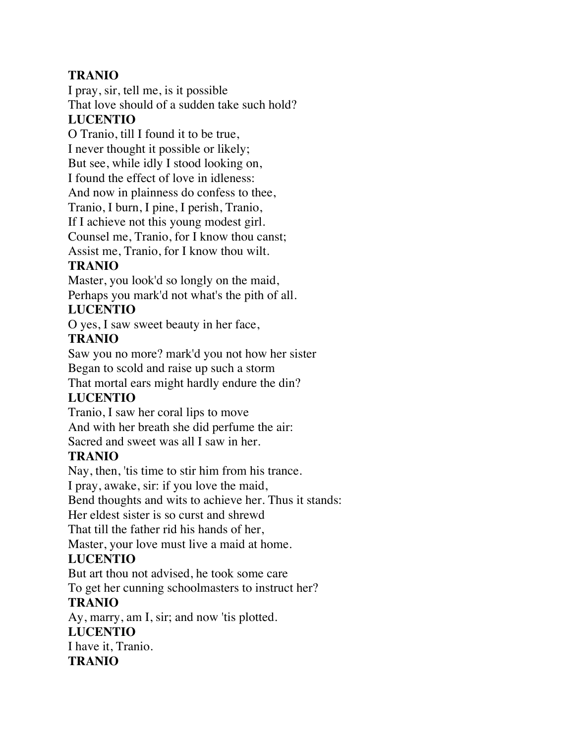**TRANIO**

I pray, sir, tell me, is it possible
That love should of a sudden take such hold?

**LUCENTIO**

O Tranio, till I found it to be true,
I never thought it possible or likely;
But see, while idly I stood looking on,
I found the effect of love in idleness:
And now in plainness do confess to thee,
Tranio, I burn, I pine, I perish, Tranio,
If I achieve not this young modest girl.
Counsel me, Tranio, for I know thou canst;
Assist me, Tranio, for I know thou wilt.

**TRANIO**

Master, you look'd so longly on the maid,
Perhaps you mark'd not what's the pith of all.

**LUCENTIO**

O yes, I saw sweet beauty in her face,

**TRANIO**

Saw you no more? mark'd you not how her sister
Began to scold and raise up such a storm
That mortal ears might hardly endure the din?

**LUCENTIO**

Tranio, I saw her coral lips to move
And with her breath she did perfume the air:
Sacred and sweet was all I saw in her.

**TRANIO**

Nay, then, 'tis time to stir him from his trance.
I pray, awake, sir: if you love the maid,
Bend thoughts and wits to achieve her. Thus it stands:
Her eldest sister is so curst and shrewd
That till the father rid his hands of her,
Master, your love must live a maid at home.

**LUCENTIO**

But art thou not advised, he took some care
To get her cunning schoolmasters to instruct her?

**TRANIO**

Ay, marry, am I, sir; and now 'tis plotted.

**LUCENTIO**

I have it, Tranio.

**TRANIO**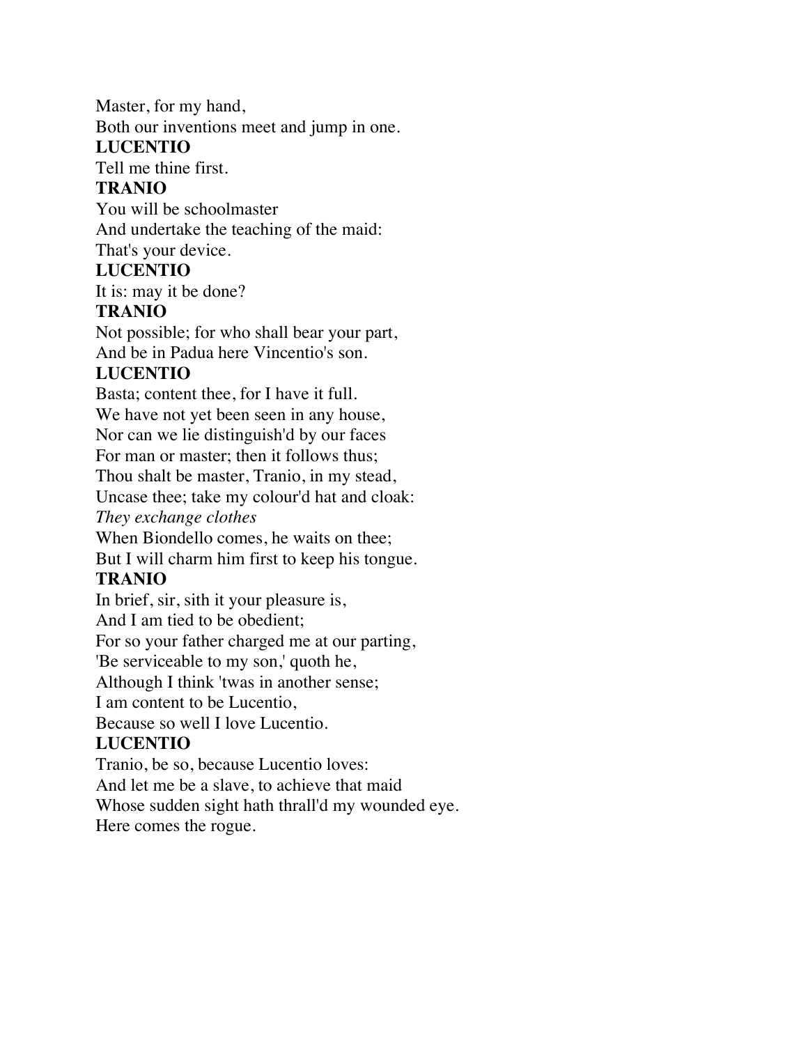Master, for my hand,
Both our inventions meet and jump in one.

**LUCENTIO**

Tell me thine first.

**TRANIO**

You will be schoolmaster
And undertake the teaching of the maid:
That's your device.

**LUCENTIO**

It is: may it be done?

**TRANIO**

Not possible; for who shall bear your part,
And be in Padua here Vincentio's son.

**LUCENTIO**

Basta; content thee, for I have it full.
We have not yet been seen in any house,
Nor can we lie distinguish'd by our faces
For man or master; then it follows thus;
Thou shalt be master, Tranio, in my stead,
Uncase thee; take my colour'd hat and cloak:
*They exchange clothes*
When Biondello comes, he waits on thee;
But I will charm him first to keep his tongue.

**TRANIO**

In brief, sir, sith it your pleasure is,
And I am tied to be obedient;
For so your father charged me at our parting,
'Be serviceable to my son,' quoth he,
Although I think 'twas in another sense;
I am content to be Lucentio,
Because so well I love Lucentio.

**LUCENTIO**

Tranio, be so, because Lucentio loves:
And let me be a slave, to achieve that maid
Whose sudden sight hath thrall'd my wounded eye.
Here comes the rogue.